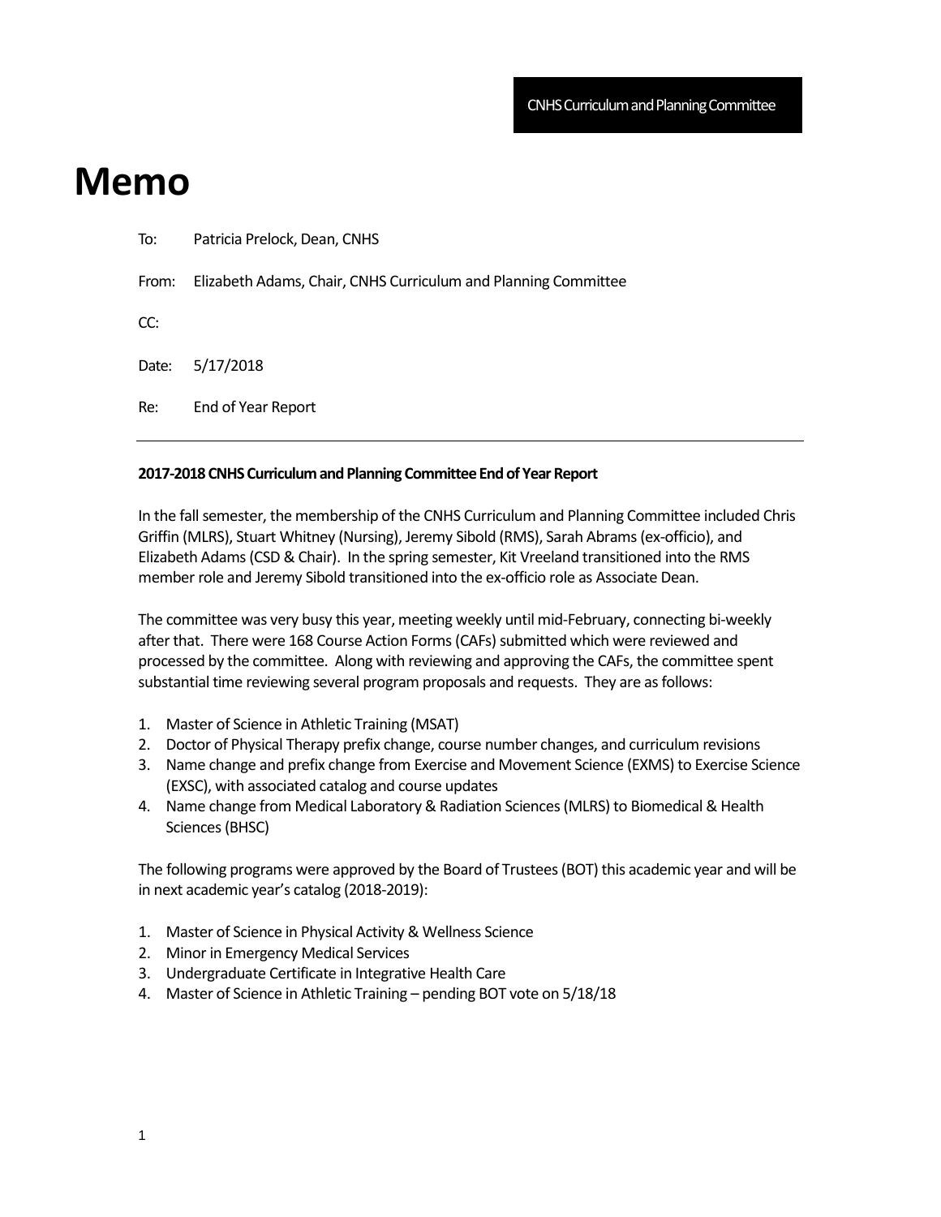CNHS Curriculum and Planning Committee

# Memo

To: Patricia Prelock, Dean, CNHS

From: Elizabeth Adams, Chair, CNHS Curriculum and Planning Committee

CC:

Date: 5/17/2018

Re: End of Year Report

---

**2017-2018 CNHS Curriculum and Planning Committee End of Year Report**

In the fall semester, the membership of the CNHS Curriculum and Planning Committee included Chris Griffin (MLRS), Stuart Whitney (Nursing), Jeremy Sibold (RMS), Sarah Abrams (ex-officio), and Elizabeth Adams (CSD & Chair). In the spring semester, Kit Vreeland transitioned into the RMS member role and Jeremy Sibold transitioned into the ex-officio role as Associate Dean.

The committee was very busy this year, meeting weekly until mid-February, connecting bi-weekly after that. There were 168 Course Action Forms (CAFs) submitted which were reviewed and processed by the committee. Along with reviewing and approving the CAFs, the committee spent substantial time reviewing several program proposals and requests. They are as follows:

1. Master of Science in Athletic Training (MSAT)
2. Doctor of Physical Therapy prefix change, course number changes, and curriculum revisions
3. Name change and prefix change from Exercise and Movement Science (EXMS) to Exercise Science (EXSC), with associated catalog and course updates
4. Name change from Medical Laboratory & Radiation Sciences (MLRS) to Biomedical & Health Sciences (BHSC)

The following programs were approved by the Board of Trustees (BOT) this academic year and will be in next academic year's catalog (2018-2019):

1. Master of Science in Physical Activity & Wellness Science
2. Minor in Emergency Medical Services
3. Undergraduate Certificate in Integrative Health Care
4. Master of Science in Athletic Training – pending BOT vote on 5/18/18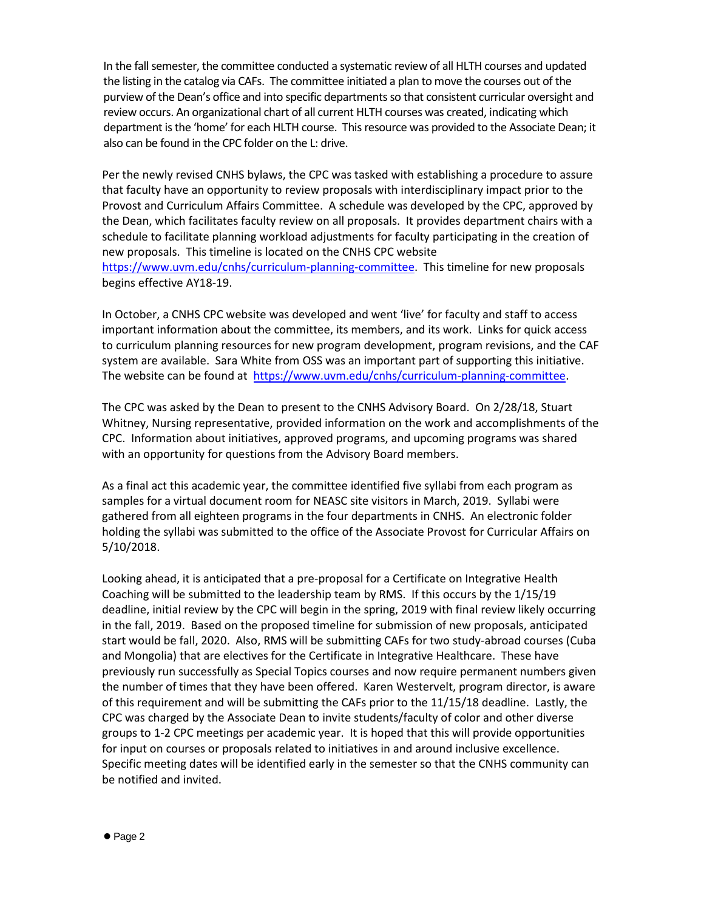In the fall semester, the committee conducted a systematic review of all HLTH courses and updated the listing in the catalog via CAFs. The committee initiated a plan to move the courses out of the purview of the Dean's office and into specific departments so that consistent curricular oversight and review occurs. An organizational chart of all current HLTH courses was created, indicating which department is the 'home' for each HLTH course. This resource was provided to the Associate Dean; it also can be found in the CPC folder on the L: drive.

Per the newly revised CNHS bylaws, the CPC was tasked with establishing a procedure to assure that faculty have an opportunity to review proposals with interdisciplinary impact prior to the Provost and Curriculum Affairs Committee. A schedule was developed by the CPC, approved by the Dean, which facilitates faculty review on all proposals. It provides department chairs with a schedule to facilitate planning workload adjustments for faculty participating in the creation of new proposals. This timeline is located on the CNHS CPC website https://www.uvm.edu/cnhs/curriculum-planning-committee. This timeline for new proposals begins effective AY18-19.

In October, a CNHS CPC website was developed and went 'live' for faculty and staff to access important information about the committee, its members, and its work. Links for quick access to curriculum planning resources for new program development, program revisions, and the CAF system are available. Sara White from OSS was an important part of supporting this initiative. The website can be found at https://www.uvm.edu/cnhs/curriculum-planning-committee.

The CPC was asked by the Dean to present to the CNHS Advisory Board. On 2/28/18, Stuart Whitney, Nursing representative, provided information on the work and accomplishments of the CPC. Information about initiatives, approved programs, and upcoming programs was shared with an opportunity for questions from the Advisory Board members.

As a final act this academic year, the committee identified five syllabi from each program as samples for a virtual document room for NEASC site visitors in March, 2019. Syllabi were gathered from all eighteen programs in the four departments in CNHS. An electronic folder holding the syllabi was submitted to the office of the Associate Provost for Curricular Affairs on 5/10/2018.

Looking ahead, it is anticipated that a pre-proposal for a Certificate on Integrative Health Coaching will be submitted to the leadership team by RMS. If this occurs by the 1/15/19 deadline, initial review by the CPC will begin in the spring, 2019 with final review likely occurring in the fall, 2019. Based on the proposed timeline for submission of new proposals, anticipated start would be fall, 2020. Also, RMS will be submitting CAFs for two study-abroad courses (Cuba and Mongolia) that are electives for the Certificate in Integrative Healthcare. These have previously run successfully as Special Topics courses and now require permanent numbers given the number of times that they have been offered. Karen Westervelt, program director, is aware of this requirement and will be submitting the CAFs prior to the 11/15/18 deadline. Lastly, the CPC was charged by the Associate Dean to invite students/faculty of color and other diverse groups to 1-2 CPC meetings per academic year. It is hoped that this will provide opportunities for input on courses or proposals related to initiatives in and around inclusive excellence. Specific meeting dates will be identified early in the semester so that the CNHS community can be notified and invited.